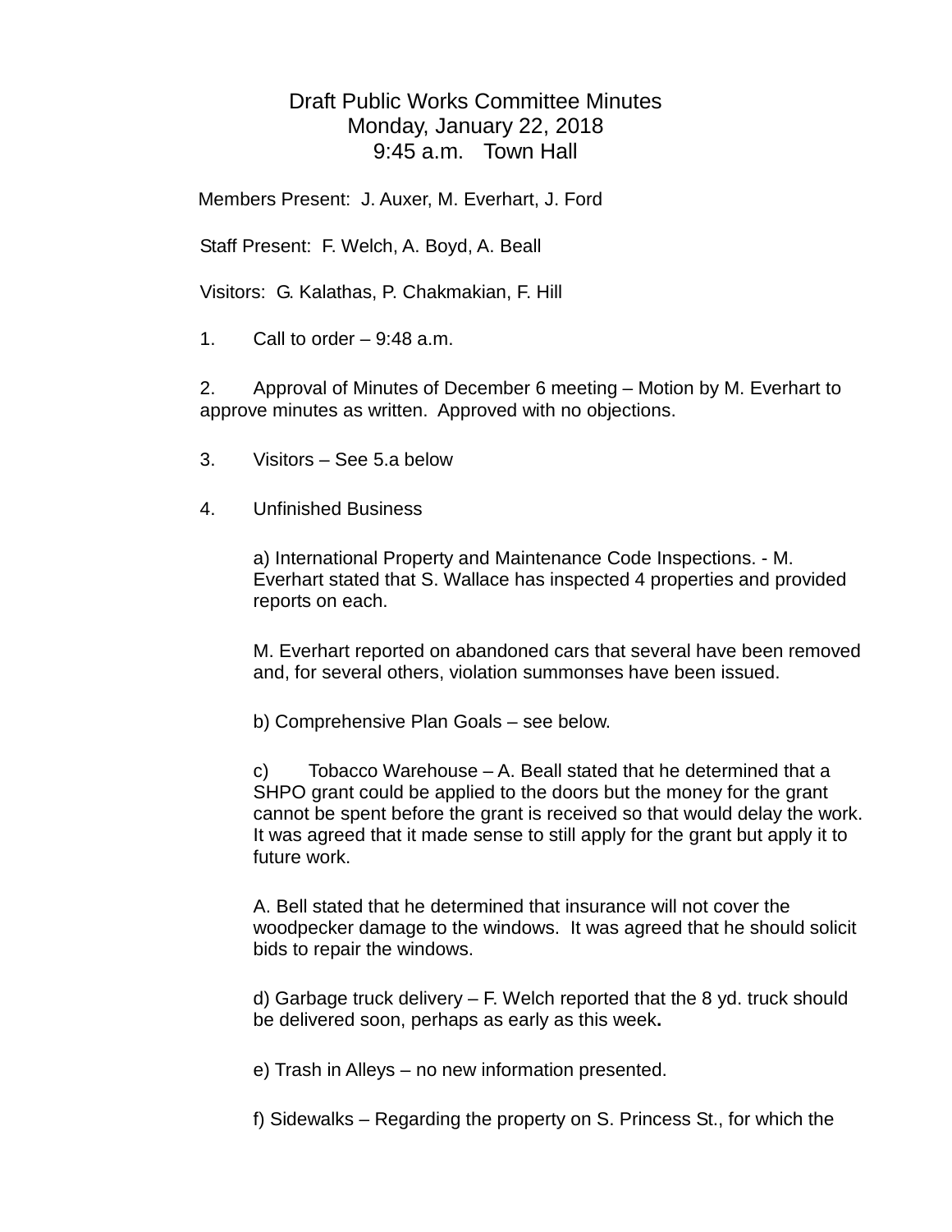# Draft Public Works Committee Minutes
## Monday, January 22, 2018
## 9:45 a.m.   Town Hall

Members Present: J. Auxer, M. Everhart, J. Ford

Staff Present: F. Welch, A. Boyd, A. Beall

Visitors: G. Kalathas, P. Chakmakian, F. Hill

1. Call to order – 9:48 a.m.

2. Approval of Minutes of December 6 meeting – Motion by M. Everhart to approve minutes as written. Approved with no objections.

3. Visitors – See 5.a below

4. Unfinished Business

   a) International Property and Maintenance Code Inspections. - M. Everhart stated that S. Wallace has inspected 4 properties and provided reports on each.

   M. Everhart reported on abandoned cars that several have been removed and, for several others, violation summonses have been issued.

   b) Comprehensive Plan Goals – see below.

   c) Tobacco Warehouse – A. Beall stated that he determined that a SHPO grant could be applied to the doors but the money for the grant cannot be spent before the grant is received so that would delay the work. It was agreed that it made sense to still apply for the grant but apply it to future work.

   A. Bell stated that he determined that insurance will not cover the woodpecker damage to the windows. It was agreed that he should solicit bids to repair the windows.

   d) Garbage truck delivery – F. Welch reported that the 8 yd. truck should be delivered soon, perhaps as early as this week**.**

   e) Trash in Alleys – no new information presented.

   f) Sidewalks – Regarding the property on S. Princess St., for which the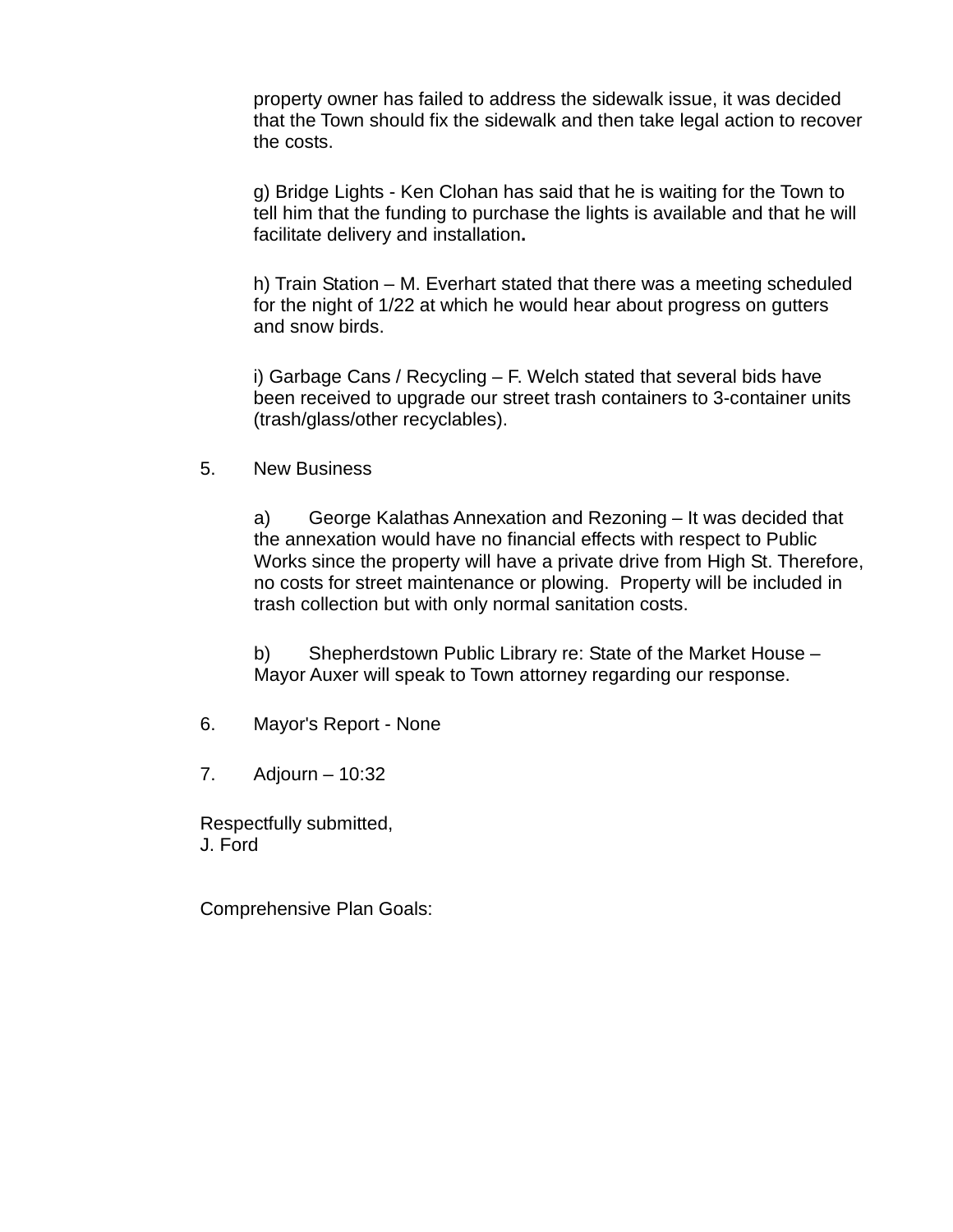property owner has failed to address the sidewalk issue, it was decided that the Town should fix the sidewalk and then take legal action to recover the costs.

g) Bridge Lights - Ken Clohan has said that he is waiting for the Town to tell him that the funding to purchase the lights is available and that he will facilitate delivery and installation**.**

h) Train Station – M. Everhart stated that there was a meeting scheduled for the night of 1/22 at which he would hear about progress on gutters and snow birds.

i) Garbage Cans / Recycling – F. Welch stated that several bids have been received to upgrade our street trash containers to 3-container units (trash/glass/other recyclables).

5. New Business

a) George Kalathas Annexation and Rezoning – It was decided that the annexation would have no financial effects with respect to Public Works since the property will have a private drive from High St. Therefore, no costs for street maintenance or plowing. Property will be included in trash collection but with only normal sanitation costs.

b) Shepherdstown Public Library re: State of the Market House – Mayor Auxer will speak to Town attorney regarding our response.

6. Mayor's Report - None

7. Adjourn – 10:32

Respectfully submitted,
J. Ford

Comprehensive Plan Goals: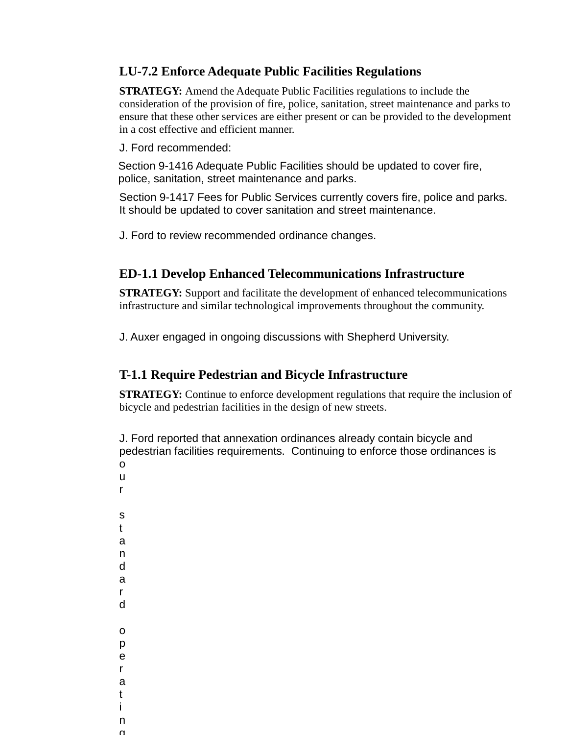### LU-7.2 Enforce Adequate Public Facilities Regulations

**STRATEGY:** Amend the Adequate Public Facilities regulations to include the consideration of the provision of fire, police, sanitation, street maintenance and parks to ensure that these other services are either present or can be provided to the development in a cost effective and efficient manner.

J. Ford recommended:

Section 9-1416 Adequate Public Facilities should be updated to cover fire, police, sanitation, street maintenance and parks.

Section 9-1417 Fees for Public Services currently covers fire, police and parks. It should be updated to cover sanitation and street maintenance.

J. Ford to review recommended ordinance changes.

### ED-1.1 Develop Enhanced Telecommunications Infrastructure

**STRATEGY:** Support and facilitate the development of enhanced telecommunications infrastructure and similar technological improvements throughout the community.

J. Auxer engaged in ongoing discussions with Shepherd University.

### T-1.1 Require Pedestrian and Bicycle Infrastructure

**STRATEGY:** Continue to enforce development regulations that require the inclusion of bicycle and pedestrian facilities in the design of new streets.

J. Ford reported that annexation ordinances already contain bicycle and pedestrian facilities requirements. Continuing to enforce those ordinances is our standard operating